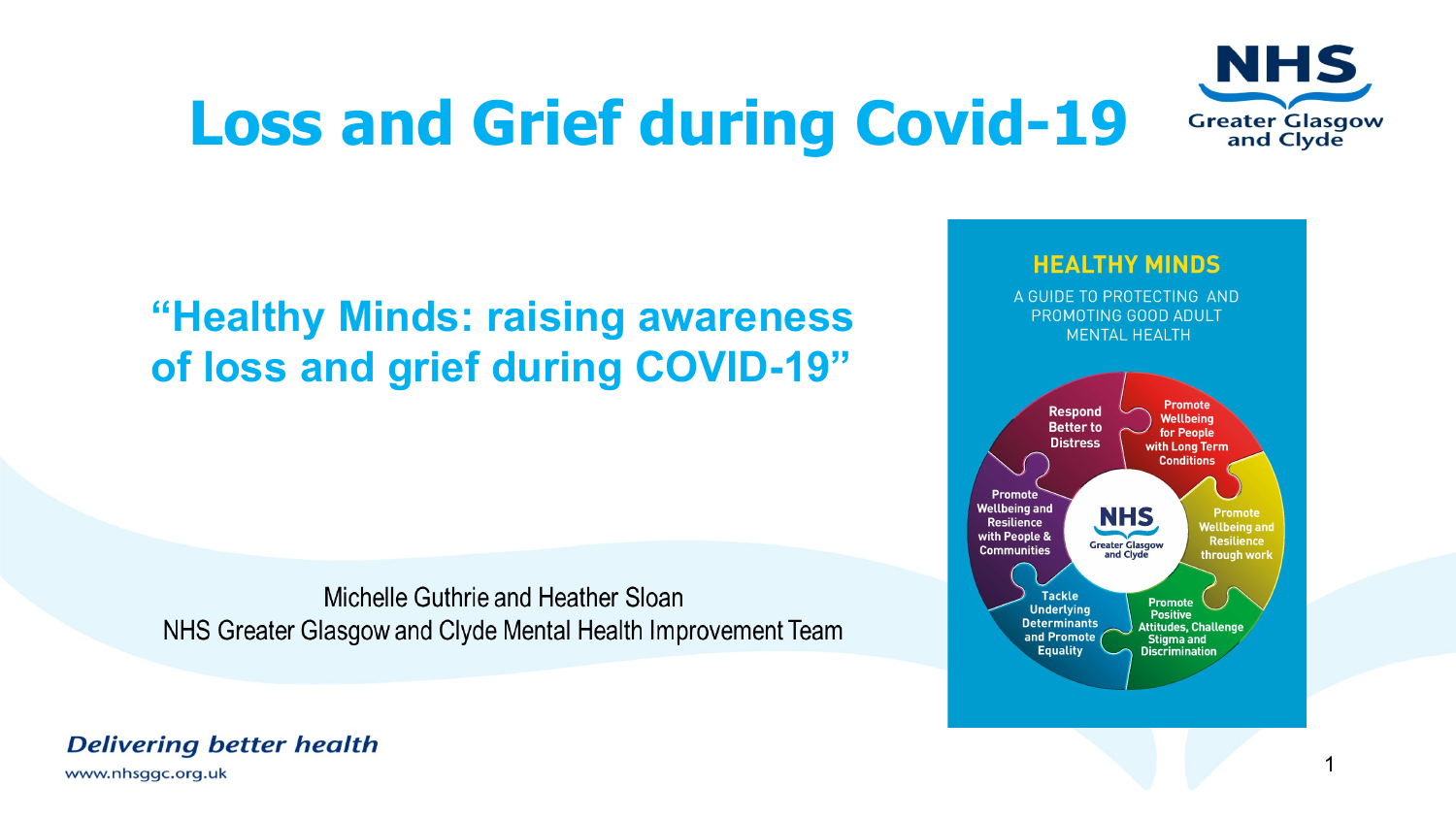# Loss and Grief during Covid-19

NHS Greater Glasgow and Clyde

## "Healthy Minds: raising awareness of loss and grief during COVID-19"

Michelle Guthrie and Heather Sloan
NHS Greater Glasgow and Clyde Mental Health Improvement Team

**HEALTHY MINDS**

A GUIDE TO PROTECTING AND PROMOTING GOOD ADULT MENTAL HEALTH

- Respond Better to Distress
- Promote Wellbeing for People with Long Term Conditions
- Promote Wellbeing and Resilience through work
- Promote Positive Attitudes, Challenge Stigma and Discrimination
- Tackle Underlying Determinants and Promote Equality
- Promote Wellbeing and Resilience with People & Communities

NHS Greater Glasgow and Clyde

*Delivering better health*

www.nhsggc.org.uk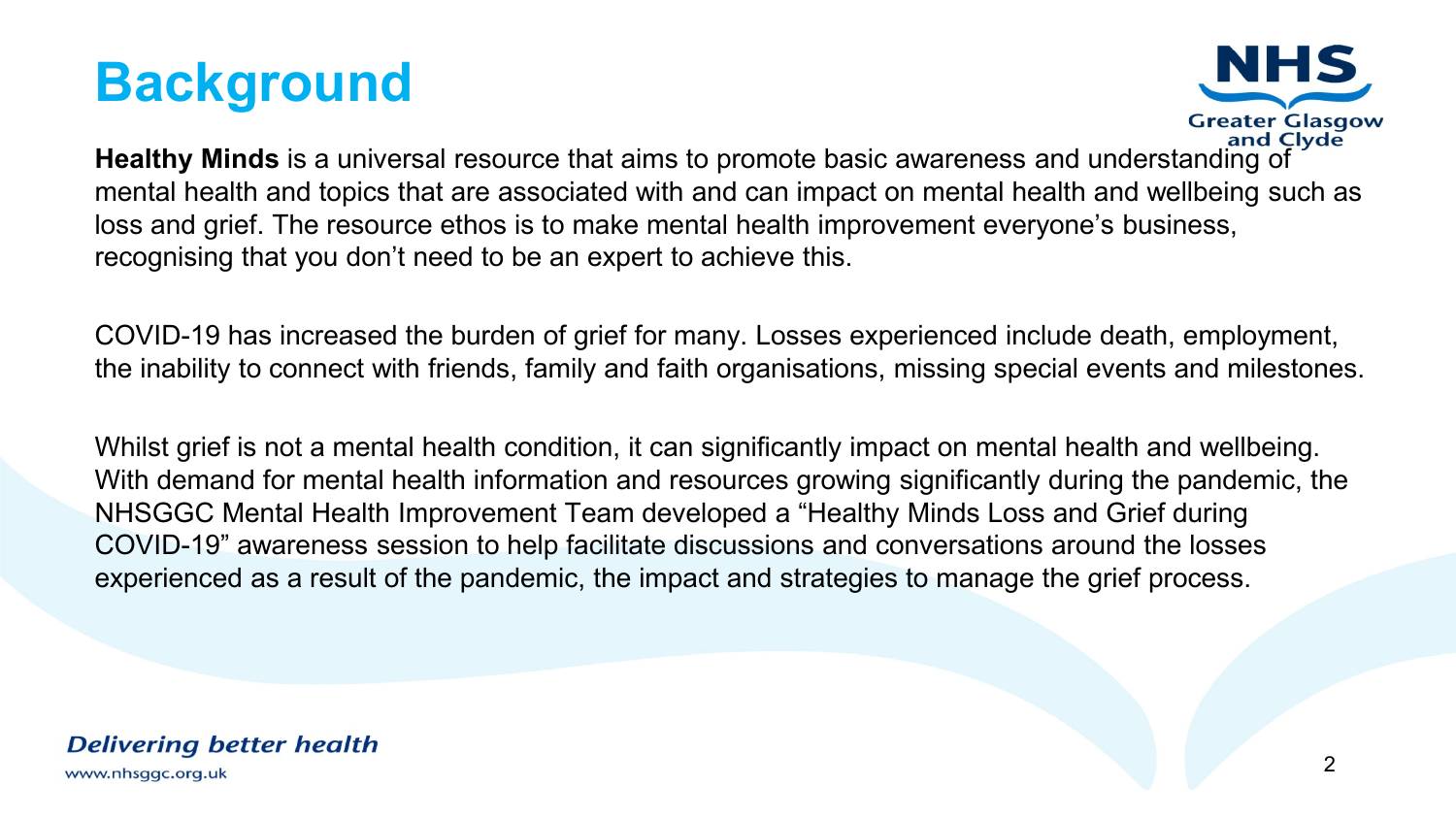# Background

**Healthy Minds** is a universal resource that aims to promote basic awareness and understanding of mental health and topics that are associated with and can impact on mental health and wellbeing such as loss and grief. The resource ethos is to make mental health improvement everyone's business, recognising that you don't need to be an expert to achieve this.

COVID-19 has increased the burden of grief for many. Losses experienced include death, employment, the inability to connect with friends, family and faith organisations, missing special events and milestones.

Whilst grief is not a mental health condition, it can significantly impact on mental health and wellbeing. With demand for mental health information and resources growing significantly during the pandemic, the NHSGGC Mental Health Improvement Team developed a "Healthy Minds Loss and Grief during COVID-19" awareness session to help facilitate discussions and conversations around the losses experienced as a result of the pandemic, the impact and strategies to manage the grief process.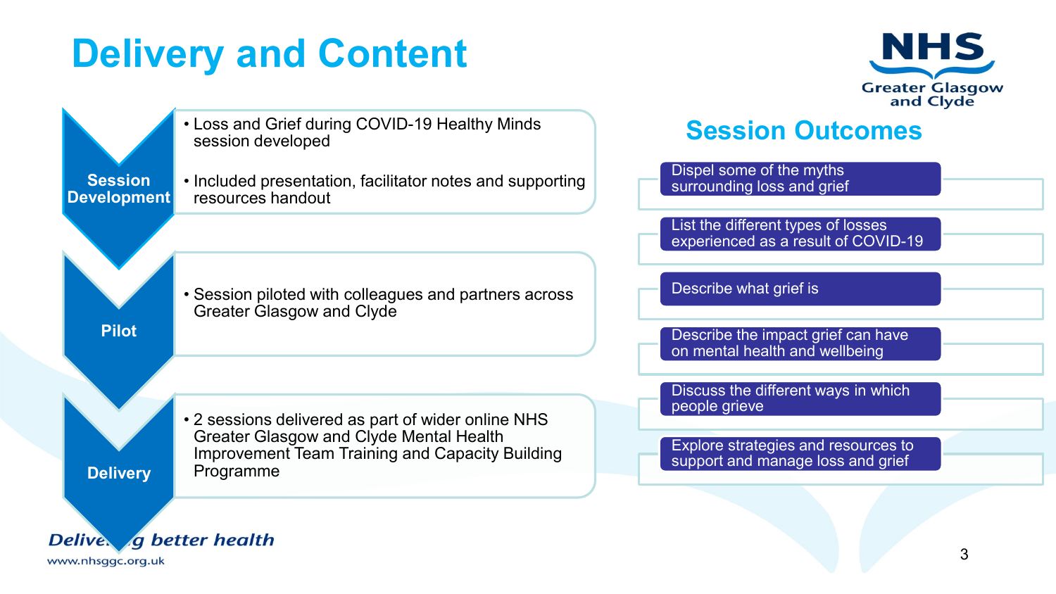# Delivery and Content

### Session Development

- Loss and Grief during COVID-19 Healthy Minds session developed
- Included presentation, facilitator notes and supporting resources handout

### Pilot

- Session piloted with colleagues and partners across Greater Glasgow and Clyde

### Delivery

- 2 sessions delivered as part of wider online NHS Greater Glasgow and Clyde Mental Health Improvement Team Training and Capacity Building Programme

## Session Outcomes

- Dispel some of the myths surrounding loss and grief
- List the different types of losses experienced as a result of COVID-19
- Describe what grief is
- Describe the impact grief can have on mental health and wellbeing
- Discuss the different ways in which people grieve
- Explore strategies and resources to support and manage loss and grief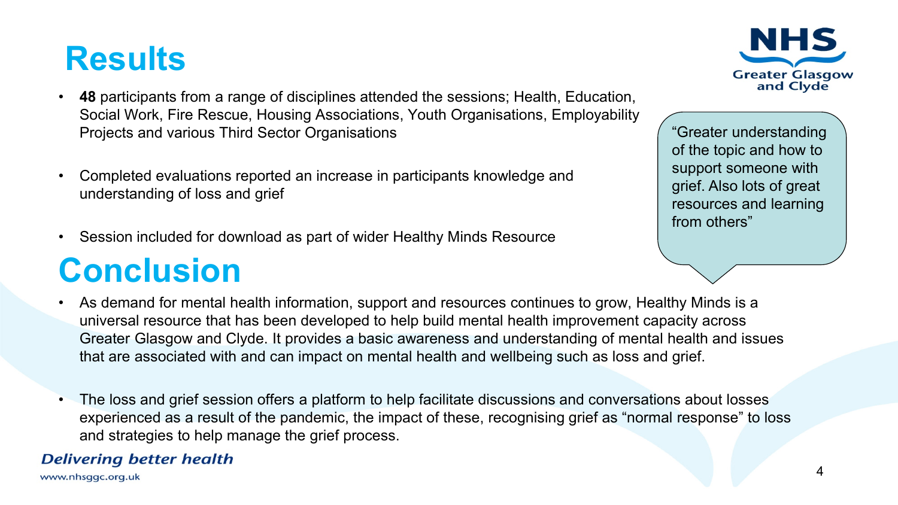# Results

- **48** participants from a range of disciplines attended the sessions; Health, Education, Social Work, Fire Rescue, Housing Associations, Youth Organisations, Employability Projects and various Third Sector Organisations

- Completed evaluations reported an increase in participants knowledge and understanding of loss and grief

- Session included for download as part of wider Healthy Minds Resource

"Greater understanding of the topic and how to support someone with grief. Also lots of great resources and learning from others"

# Conclusion

- As demand for mental health information, support and resources continues to grow, Healthy Minds is a universal resource that has been developed to help build mental health improvement capacity across Greater Glasgow and Clyde. It provides a basic awareness and understanding of mental health and issues that are associated with and can impact on mental health and wellbeing such as loss and grief.

- The loss and grief session offers a platform to help facilitate discussions and conversations about losses experienced as a result of the pandemic, the impact of these, recognising grief as "normal response" to loss and strategies to help manage the grief process.